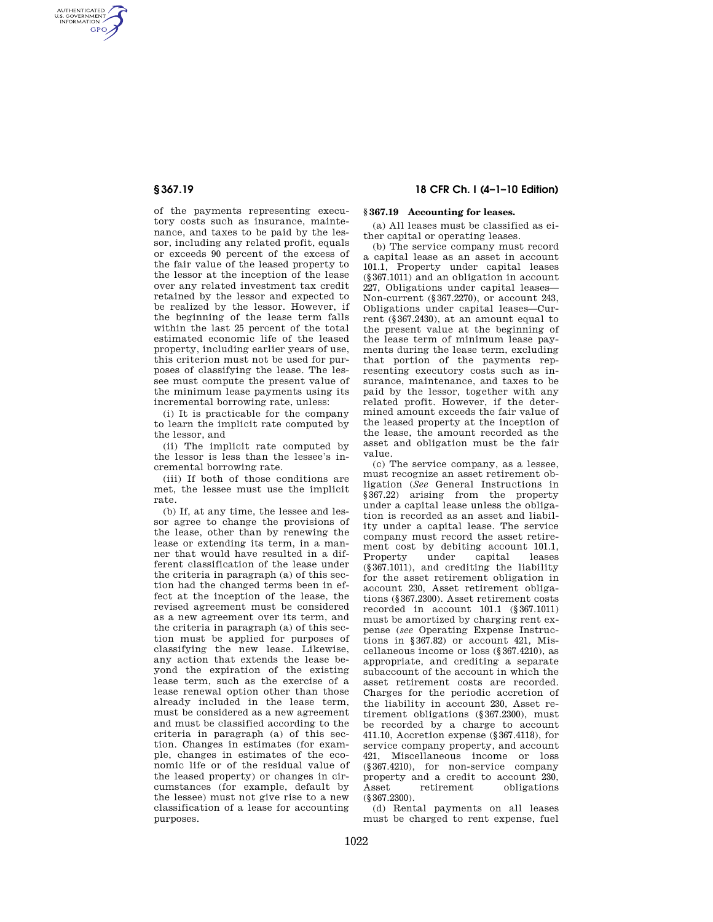of the payments representing executory costs such as insurance, maintenance, and taxes to be paid by the lessor, including any related profit, equals or exceeds 90 percent of the excess of the fair value of the leased property to the lessor at the inception of the lease over any related investment tax credit retained by the lessor and expected to be realized by the lessor. However, if the beginning of the lease term falls within the last 25 percent of the total estimated economic life of the leased property, including earlier years of use, this criterion must not be used for purposes of classifying the lease. The lessee must compute the present value of the minimum lease payments using its incremental borrowing rate, unless:

(i) It is practicable for the company to learn the implicit rate computed by the lessor, and

(ii) The implicit rate computed by the lessor is less than the lessee's incremental borrowing rate.

(iii) If both of those conditions are met, the lessee must use the implicit rate.

(b) If, at any time, the lessee and lessor agree to change the provisions of the lease, other than by renewing the lease or extending its term, in a manner that would have resulted in a different classification of the lease under the criteria in paragraph (a) of this section had the changed terms been in effect at the inception of the lease, the revised agreement must be considered as a new agreement over its term, and the criteria in paragraph (a) of this section must be applied for purposes of classifying the new lease. Likewise, any action that extends the lease beyond the expiration of the existing lease term, such as the exercise of a lease renewal option other than those already included in the lease term, must be considered as a new agreement and must be classified according to the criteria in paragraph (a) of this section. Changes in estimates (for example, changes in estimates of the economic life or of the residual value of the leased property) or changes in circumstances (for example, default by the lessee) must not give rise to a new classification of a lease for accounting purposes.

### § 367.19 Accounting for leases.

(a) All leases must be classified as either capital or operating leases.

(b) The service company must record a capital lease as an asset in account 101.1, Property under capital leases (§ 367.1011) and an obligation in account 227, Obligations under capital leases—Non-current (§ 367.2270), or account 243, Obligations under capital leases—Current (§ 367.2430), at an amount equal to the present value at the beginning of the lease term of minimum lease payments during the lease term, excluding that portion of the payments representing executory costs such as insurance, maintenance, and taxes to be paid by the lessor, together with any related profit. However, if the determined amount exceeds the fair value of the leased property at the inception of the lease, the amount recorded as the asset and obligation must be the fair value.

(c) The service company, as a lessee, must recognize an asset retirement obligation (*See* General Instructions in § 367.22) arising from the property under a capital lease unless the obligation is recorded as an asset and liability under a capital lease. The service company must record the asset retirement cost by debiting account 101.1, Property under capital leases (§ 367.1011), and crediting the liability for the asset retirement obligation in account 230, Asset retirement obligations (§ 367.2300). Asset retirement costs recorded in account 101.1 (§ 367.1011) must be amortized by charging rent expense (*see* Operating Expense Instructions in § 367.82) or account 421, Miscellaneous income or loss (§ 367.4210), as appropriate, and crediting a separate subaccount of the account in which the asset retirement costs are recorded. Charges for the periodic accretion of the liability in account 230, Asset retirement obligations (§ 367.2300), must be recorded by a charge to account 411.10, Accretion expense (§ 367.4118), for service company property, and account 421, Miscellaneous income or loss (§ 367.4210), for non-service company property and a credit to account 230, Asset retirement obligations (§ 367.2300).

(d) Rental payments on all leases must be charged to rent expense, fuel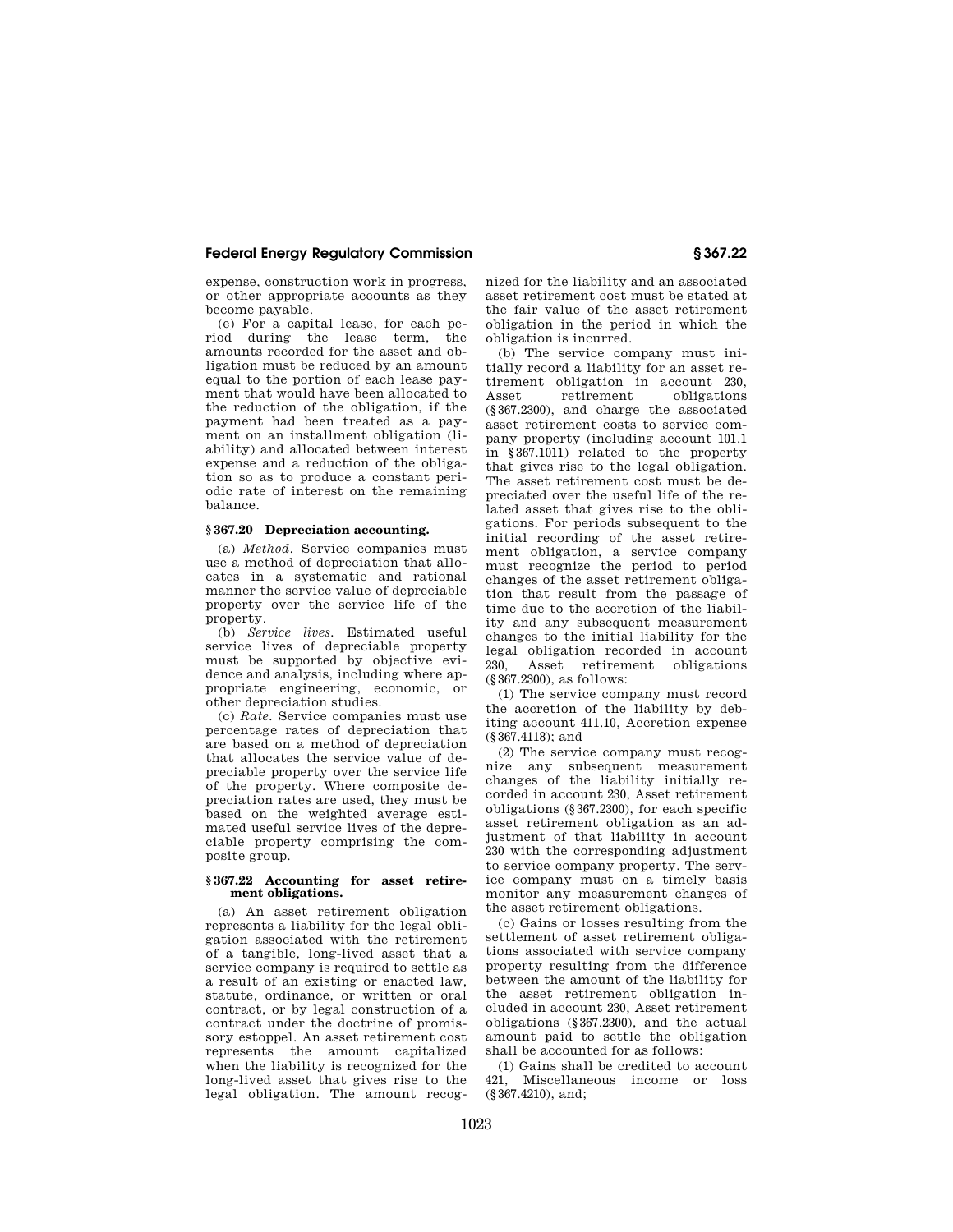expense, construction work in progress, or other appropriate accounts as they become payable.

(e) For a capital lease, for each period during the lease term, the amounts recorded for the asset and obligation must be reduced by an amount equal to the portion of each lease payment that would have been allocated to the reduction of the obligation, if the payment had been treated as a payment on an installment obligation (liability) and allocated between interest expense and a reduction of the obligation so as to produce a constant periodic rate of interest on the remaining balance.

## § 367.20 Depreciation accounting.

(a) *Method.* Service companies must use a method of depreciation that allocates in a systematic and rational manner the service value of depreciable property over the service life of the property.

(b) *Service lives.* Estimated useful service lives of depreciable property must be supported by objective evidence and analysis, including where appropriate engineering, economic, or other depreciation studies.

(c) *Rate.* Service companies must use percentage rates of depreciation that are based on a method of depreciation that allocates the service value of depreciable property over the service life of the property. Where composite depreciation rates are used, they must be based on the weighted average estimated useful service lives of the depreciable property comprising the composite group.

## § 367.22 Accounting for asset retirement obligations.

(a) An asset retirement obligation represents a liability for the legal obligation associated with the retirement of a tangible, long-lived asset that a service company is required to settle as a result of an existing or enacted law, statute, ordinance, or written or oral contract, or by legal construction of a contract under the doctrine of promissory estoppel. An asset retirement cost represents the amount capitalized when the liability is recognized for the long-lived asset that gives rise to the legal obligation. The amount recognized for the liability and an associated asset retirement cost must be stated at the fair value of the asset retirement obligation in the period in which the obligation is incurred.

(b) The service company must initially record a liability for an asset retirement obligation in account 230, Asset retirement obligations (§367.2300), and charge the associated asset retirement costs to service company property (including account 101.1 in §367.1011) related to the property that gives rise to the legal obligation. The asset retirement cost must be depreciated over the useful life of the related asset that gives rise to the obligations. For periods subsequent to the initial recording of the asset retirement obligation, a service company must recognize the period to period changes of the asset retirement obligation that result from the passage of time due to the accretion of the liability and any subsequent measurement changes to the initial liability for the legal obligation recorded in account 230, Asset retirement obligations (§367.2300), as follows:

(1) The service company must record the accretion of the liability by debiting account 411.10, Accretion expense (§367.4118); and

(2) The service company must recognize any subsequent measurement changes of the liability initially recorded in account 230, Asset retirement obligations (§367.2300), for each specific asset retirement obligation as an adjustment of that liability in account 230 with the corresponding adjustment to service company property. The service company must on a timely basis monitor any measurement changes of the asset retirement obligations.

(c) Gains or losses resulting from the settlement of asset retirement obligations associated with service company property resulting from the difference between the amount of the liability for the asset retirement obligation included in account 230, Asset retirement obligations (§367.2300), and the actual amount paid to settle the obligation shall be accounted for as follows:

(1) Gains shall be credited to account 421, Miscellaneous income or loss (§367.4210), and;